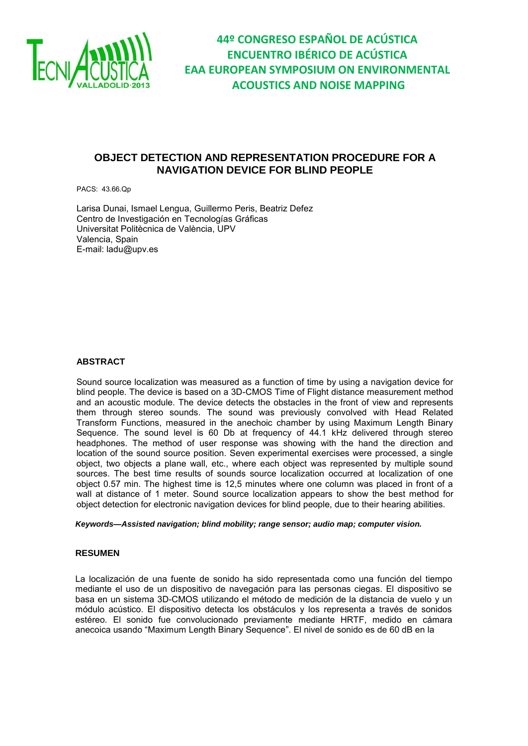44º CONGRESO ESPAÑOL DE ACÚSTICA
ENCUENTRO IBÉRICO DE ACÚSTICA
EAA EUROPEAN SYMPOSIUM ON ENVIRONMENTAL ACOUSTICS AND NOISE MAPPING

# OBJECT DETECTION AND REPRESENTATION PROCEDURE FOR A NAVIGATION DEVICE FOR BLIND PEOPLE

PACS: 43.66.Qp

Larisa Dunai, Ismael Lengua, Guillermo Peris, Beatriz Defez
Centro de Investigación en Tecnologías Gráficas
Universitat Politècnica de València, UPV
Valencia, Spain
E-mail: ladu@upv.es

## ABSTRACT

Sound source localization was measured as a function of time by using a navigation device for blind people. The device is based on a 3D-CMOS Time of Flight distance measurement method and an acoustic module. The device detects the obstacles in the front of view and represents them through stereo sounds. The sound was previously convolved with Head Related Transform Functions, measured in the anechoic chamber by using Maximum Length Binary Sequence. The sound level is 60 Db at frequency of 44.1 kHz delivered through stereo headphones. The method of user response was showing with the hand the direction and location of the sound source position. Seven experimental exercises were processed, a single object, two objects a plane wall, etc., where each object was represented by multiple sound sources. The best time results of sounds source localization occurred at localization of one object 0.57 min. The highest time is 12,5 minutes where one column was placed in front of a wall at distance of 1 meter. Sound source localization appears to show the best method for object detection for electronic navigation devices for blind people, due to their hearing abilities.

***Keywords—Assisted navigation; blind mobility; range sensor; audio map; computer vision.***

## RESUMEN

La localización de una fuente de sonido ha sido representada como una función del tiempo mediante el uso de un dispositivo de navegación para las personas ciegas. El dispositivo se basa en un sistema 3D-CMOS utilizando el método de medición de la distancia de vuelo y un módulo acústico. El dispositivo detecta los obstáculos y los representa a través de sonidos estéreo. El sonido fue convolucionado previamente mediante HRTF, medido en cámara anecoica usando "Maximum Length Binary Sequence". El nivel de sonido es de 60 dB en la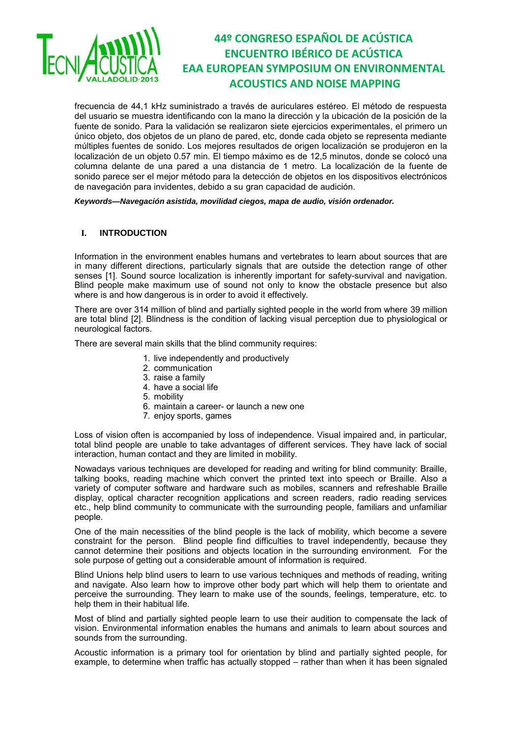frecuencia de 44,1 kHz suministrado a través de auriculares estéreo. El método de respuesta del usuario se muestra identificando con la mano la dirección y la ubicación de la posición de la fuente de sonido. Para la validación se realizaron siete ejercicios experimentales, el primero un único objeto, dos objetos de un plano de pared, etc, donde cada objeto se representa mediante múltiples fuentes de sonido. Los mejores resultados de origen localización se produjeron en la localización de un objeto 0.57 min. El tiempo máximo es de 12,5 minutos, donde se colocó una columna delante de una pared a una distancia de 1 metro. La localización de la fuente de sonido parece ser el mejor método para la detección de objetos en los dispositivos electrónicos de navegación para invidentes, debido a su gran capacidad de audición.

***Keywords—Navegación asistida, movilidad ciegos, mapa de audio, visión ordenador.***

## I. INTRODUCTION

Information in the environment enables humans and vertebrates to learn about sources that are in many different directions, particularly signals that are outside the detection range of other senses [1]. Sound source localization is inherently important for safety-survival and navigation. Blind people make maximum use of sound not only to know the obstacle presence but also where is and how dangerous is in order to avoid it effectively.

There are over 314 million of blind and partially sighted people in the world from where 39 million are total blind [2]. Blindness is the condition of lacking visual perception due to physiological or neurological factors.

There are several main skills that the blind community requires:

1. live independently and productively
2. communication
3. raise a family
4. have a social life
5. mobility
6. maintain a career- or launch a new one
7. enjoy sports, games

Loss of vision often is accompanied by loss of independence. Visual impaired and, in particular, total blind people are unable to take advantages of different services. They have lack of social interaction, human contact and they are limited in mobility.

Nowadays various techniques are developed for reading and writing for blind community: Braille, talking books, reading machine which convert the printed text into speech or Braille. Also a variety of computer software and hardware such as mobiles, scanners and refreshable Braille display, optical character recognition applications and screen readers, radio reading services etc., help blind community to communicate with the surrounding people, familiars and unfamiliar people.

One of the main necessities of the blind people is the lack of mobility, which become a severe constraint for the person. Blind people find difficulties to travel independently, because they cannot determine their positions and objects location in the surrounding environment. For the sole purpose of getting out a considerable amount of information is required.

Blind Unions help blind users to learn to use various techniques and methods of reading, writing and navigate. Also learn how to improve other body part which will help them to orientate and perceive the surrounding. They learn to make use of the sounds, feelings, temperature, etc. to help them in their habitual life.

Most of blind and partially sighted people learn to use their audition to compensate the lack of vision. Environmental information enables the humans and animals to learn about sources and sounds from the surrounding.

Acoustic information is a primary tool for orientation by blind and partially sighted people, for example, to determine when traffic has actually stopped – rather than when it has been signaled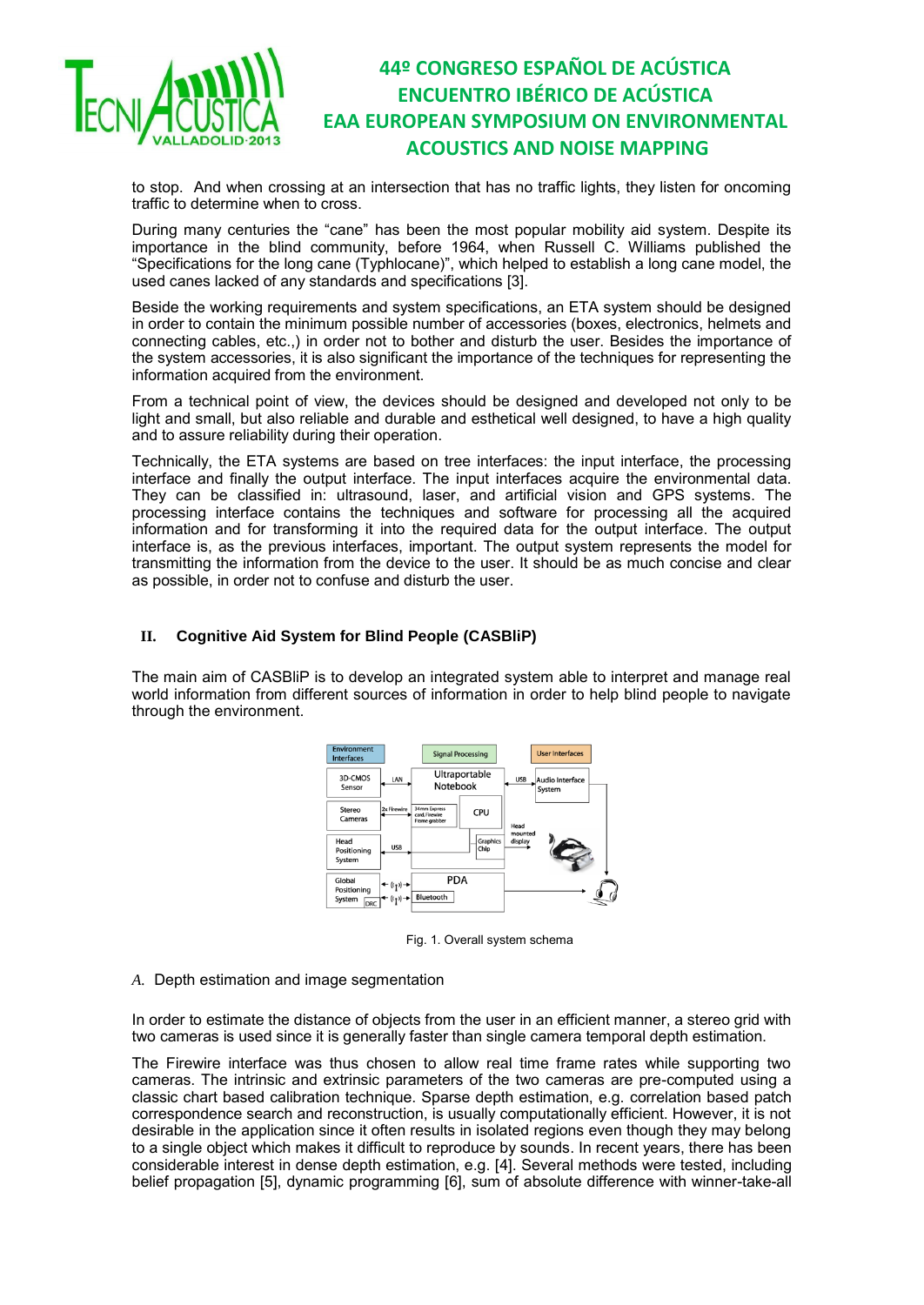to stop. And when crossing at an intersection that has no traffic lights, they listen for oncoming traffic to determine when to cross.

During many centuries the “cane” has been the most popular mobility aid system. Despite its importance in the blind community, before 1964, when Russell C. Williams published the “Specifications for the long cane (Typhlocane)”, which helped to establish a long cane model, the used canes lacked of any standards and specifications [3].

Beside the working requirements and system specifications, an ETA system should be designed in order to contain the minimum possible number of accessories (boxes, electronics, helmets and connecting cables, etc.,) in order not to bother and disturb the user. Besides the importance of the system accessories, it is also significant the importance of the techniques for representing the information acquired from the environment.

From a technical point of view, the devices should be designed and developed not only to be light and small, but also reliable and durable and esthetical well designed, to have a high quality and to assure reliability during their operation.

Technically, the ETA systems are based on tree interfaces: the input interface, the processing interface and finally the output interface. The input interfaces acquire the environmental data. They can be classified in: ultrasound, laser, artificial vision and GPS systems. The processing interface contains the techniques and software for processing all the acquired information and for transforming it into the required data for the output interface. The output interface is, as the previous interfaces, important. The output system represents the model for transmitting the information from the device to the user. It should be as much concise and clear as possible, in order not to confuse and disturb the user.

## II. Cognitive Aid System for Blind People (CASBliP)

The main aim of CASBliP is to develop an integrated system able to interpret and manage real world information from different sources of information in order to help blind people to navigate through the environment.

Fig. 1. Overall system schema

### *A.* Depth estimation and image segmentation

In order to estimate the distance of objects from the user in an efficient manner, a stereo grid with two cameras is used since it is generally faster than single camera temporal depth estimation.

The Firewire interface was thus chosen to allow real time frame rates while supporting two cameras. The intrinsic and extrinsic parameters of the two cameras are pre-computed using a classic chart based calibration technique. Sparse depth estimation, e.g. correlation based patch correspondence search and reconstruction, is usually computationally efficient. However, it is not desirable in the application since it often results in isolated regions even though they may belong to a single object which makes it difficult to reproduce by sounds. In recent years, there has been considerable interest in dense depth estimation, e.g. [4]. Several methods were tested, including belief propagation [5], dynamic programming [6], sum of absolute difference with winner-take-all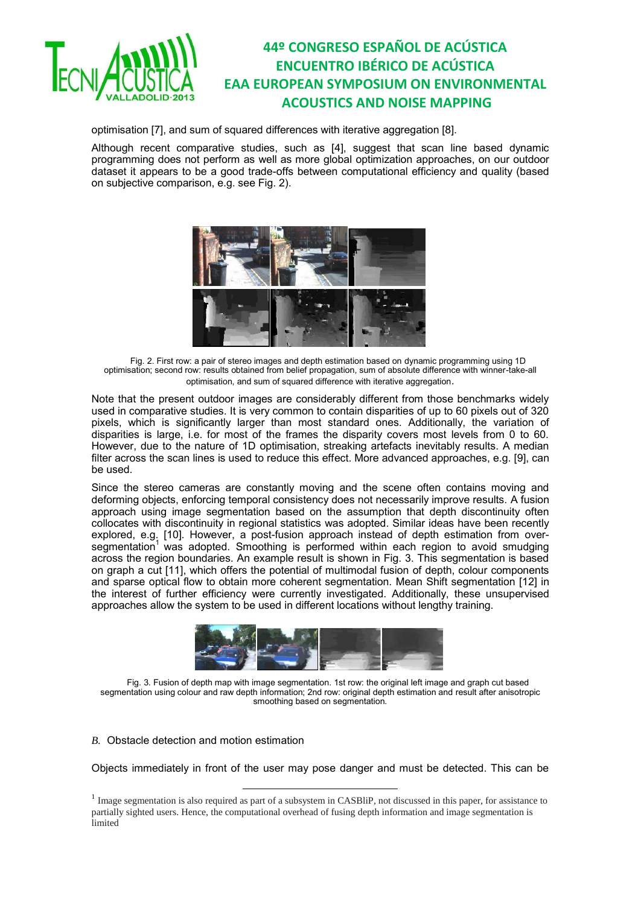optimisation [7], and sum of squared differences with iterative aggregation [8].

Although recent comparative studies, such as [4], suggest that scan line based dynamic programming does not perform as well as more global optimization approaches, on our outdoor dataset it appears to be a good trade-offs between computational efficiency and quality (based on subjective comparison, e.g. see Fig. 2).

Fig. 2. First row: a pair of stereo images and depth estimation based on dynamic programming using 1D optimisation; second row: results obtained from belief propagation, sum of absolute difference with winner-take-all optimisation, and sum of squared difference with iterative aggregation.

Note that the present outdoor images are considerably different from those benchmarks widely used in comparative studies. It is very common to contain disparities of up to 60 pixels out of 320 pixels, which is significantly larger than most standard ones. Additionally, the variation of disparities is large, i.e. for most of the frames the disparity covers most levels from 0 to 60. However, due to the nature of 1D optimisation, streaking artefacts inevitably results. A median filter across the scan lines is used to reduce this effect. More advanced approaches, e.g. [9], can be used.

Since the stereo cameras are constantly moving and the scene often contains moving and deforming objects, enforcing temporal consistency does not necessarily improve results. A fusion approach using image segmentation based on the assumption that depth discontinuity often collocates with discontinuity in regional statistics was adopted. Similar ideas have been recently explored, e.g. [10]. However, a post-fusion approach instead of depth estimation from over-segmentation[1] was adopted. Smoothing is performed within each region to avoid smudging across the region boundaries. An example result is shown in Fig. 3. This segmentation is based on graph a cut [11], which offers the potential of multimodal fusion of depth, colour components and sparse optical flow to obtain more coherent segmentation. Mean Shift segmentation [12] in the interest of further efficiency were currently investigated. Additionally, these unsupervised approaches allow the system to be used in different locations without lengthy training.

Fig. 3. Fusion of depth map with image segmentation. 1st row: the original left image and graph cut based segmentation using colour and raw depth information; 2nd row: original depth estimation and result after anisotropic smoothing based on segmentation.

### *B.* Obstacle detection and motion estimation

Objects immediately in front of the user may pose danger and must be detected. This can be

[1] Image segmentation is also required as part of a subsystem in CASBliP, not discussed in this paper, for assistance to partially sighted users. Hence, the computational overhead of fusing depth information and image segmentation is limited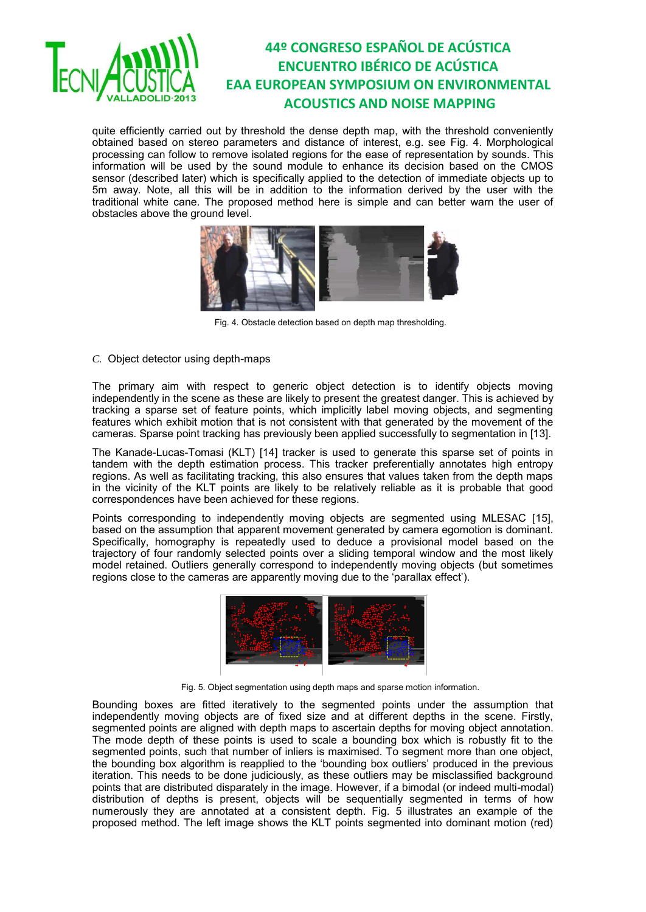quite efficiently carried out by threshold the dense depth map, with the threshold conveniently obtained based on stereo parameters and distance of interest, e.g. see Fig. 4. Morphological processing can follow to remove isolated regions for the ease of representation by sounds. This information will be used by the sound module to enhance its decision based on the CMOS sensor (described later) which is specifically applied to the detection of immediate objects up to 5m away. Note, all this will be in addition to the information derived by the user with the traditional white cane. The proposed method here is simple and can better warn the user of obstacles above the ground level.

Fig. 4. Obstacle detection based on depth map thresholding.

### *C.* Object detector using depth-maps

The primary aim with respect to generic object detection is to identify objects moving independently in the scene as these are likely to present the greatest danger. This is achieved by tracking a sparse set of feature points, which implicitly label moving objects, and segmenting features which exhibit motion that is not consistent with that generated by the movement of the cameras. Sparse point tracking has previously been applied successfully to segmentation in [13].

The Kanade-Lucas-Tomasi (KLT) [14] tracker is used to generate this sparse set of points in tandem with the depth estimation process. This tracker preferentially annotates high entropy regions. As well as facilitating tracking, this also ensures that values taken from the depth maps in the vicinity of the KLT points are likely to be relatively reliable as it is probable that good correspondences have been achieved for these regions.

Points corresponding to independently moving objects are segmented using MLESAC [15], based on the assumption that apparent movement generated by camera egomotion is dominant. Specifically, homography is repeatedly used to deduce a provisional model based on the trajectory of four randomly selected points over a sliding temporal window and the most likely model retained. Outliers generally correspond to independently moving objects (but sometimes regions close to the cameras are apparently moving due to the 'parallax effect').

Fig. 5. Object segmentation using depth maps and sparse motion information.

Bounding boxes are fitted iteratively to the segmented points under the assumption that independently moving objects are of fixed size and at different depths in the scene. Firstly, segmented points are aligned with depth maps to ascertain depths for moving object annotation. The mode depth of these points is used to scale a bounding box which is robustly fit to the segmented points, such that number of inliers is maximised. To segment more than one object, the bounding box algorithm is reapplied to the 'bounding box outliers' produced in the previous iteration. This needs to be done judiciously, as these outliers may be misclassified background points that are distributed disparately in the image. However, if a bimodal (or indeed multi-modal) distribution of depths is present, objects will be sequentially segmented in terms of how numerously they are annotated at a consistent depth. Fig. 5 illustrates an example of the proposed method. The left image shows the KLT points segmented into dominant motion (red)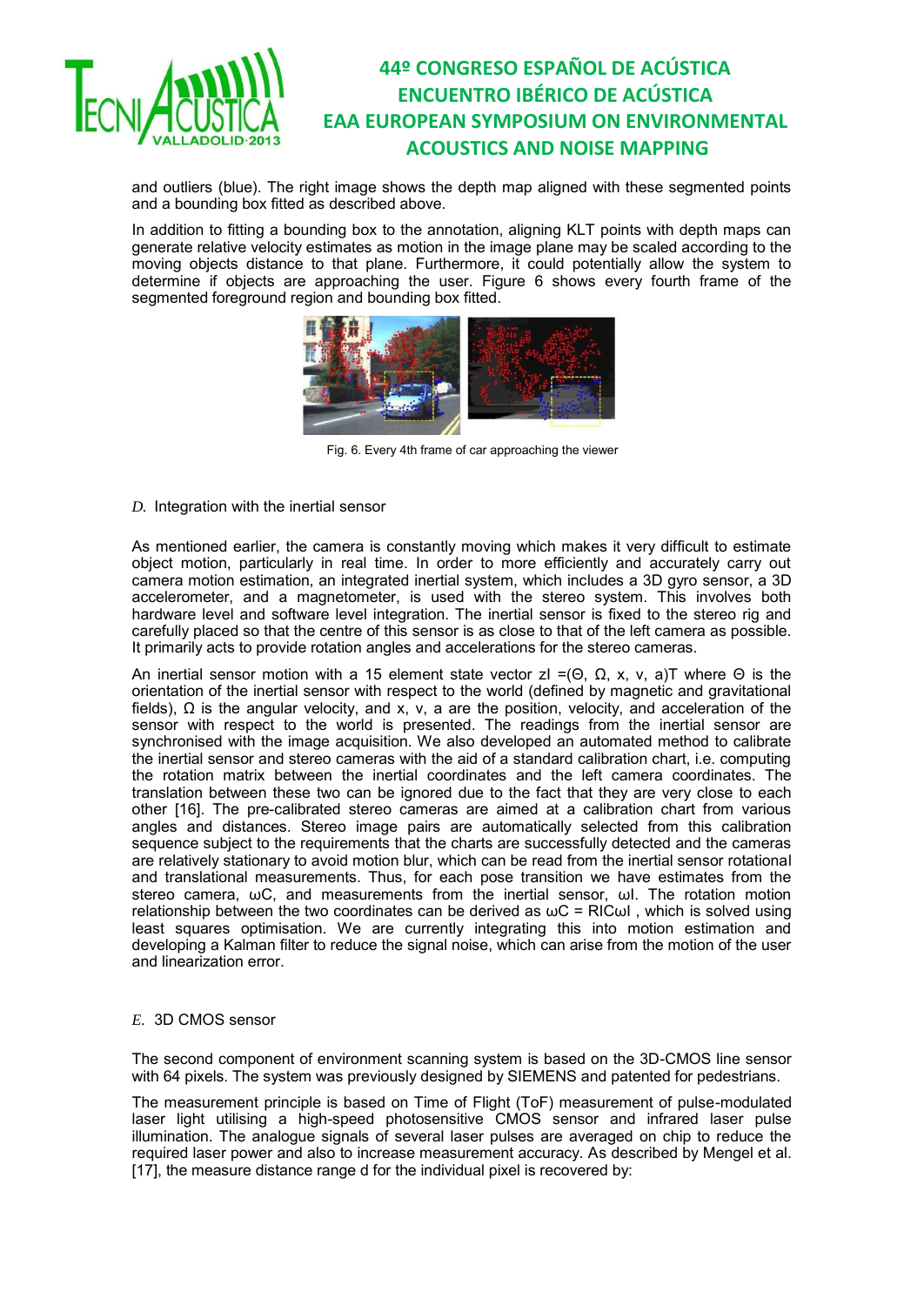and outliers (blue). The right image shows the depth map aligned with these segmented points and a bounding box fitted as described above.

In addition to fitting a bounding box to the annotation, aligning KLT points with depth maps can generate relative velocity estimates as motion in the image plane may be scaled according to the moving objects distance to that plane. Furthermore, it could potentially allow the system to determine if objects are approaching the user. Figure 6 shows every fourth frame of the segmented foreground region and bounding box fitted.

Fig. 6. Every 4th frame of car approaching the viewer

### *D.* Integration with the inertial sensor

As mentioned earlier, the camera is constantly moving which makes it very difficult to estimate object motion, particularly in real time. In order to more efficiently and accurately carry out camera motion estimation, an integrated inertial system, which includes a 3D gyro sensor, a 3D accelerometer, and a magnetometer, is used with the stereo system. This involves both hardware level and software level integration. The inertial sensor is fixed to the stereo rig and carefully placed so that the centre of this sensor is as close to that of the left camera as possible. It primarily acts to provide rotation angles and accelerations for the stereo cameras.

An inertial sensor motion with a 15 element state vector $zI = (\Theta, \Omega, x, v, a)T$ where $\Theta$ is the orientation of the inertial sensor with respect to the world (defined by magnetic and gravitational fields), $\Omega$ is the angular velocity, and x, v, a are the position, velocity, and acceleration of the sensor with respect to the world is presented. The readings from the inertial sensor are synchronised with the image acquisition. We also developed an automated method to calibrate the inertial sensor and stereo cameras with the aid of a standard calibration chart, i.e. computing the rotation matrix between the inertial coordinates and the left camera coordinates. The translation between these two can be ignored due to the fact that they are very close to each other [16]. The pre-calibrated stereo cameras are aimed at a calibration chart from various angles and distances. Stereo image pairs are automatically selected from this calibration sequence subject to the requirements that the charts are successfully detected and the cameras are relatively stationary to avoid motion blur, which can be read from the inertial sensor rotational and translational measurements. Thus, for each pose transition we have estimates from the stereo camera, $\omega C$, and measurements from the inertial sensor, $\omega I$. The rotation motion relationship between the two coordinates can be derived as $\omega C = RIC\omega I$ , which is solved using least squares optimisation. We are currently integrating this into motion estimation and developing a Kalman filter to reduce the signal noise, which can arise from the motion of the user and linearization error.

### *E.* 3D CMOS sensor

The second component of environment scanning system is based on the 3D-CMOS line sensor with 64 pixels. The system was previously designed by SIEMENS and patented for pedestrians.

The measurement principle is based on Time of Flight (ToF) measurement of pulse-modulated laser light utilising a high-speed photosensitive CMOS sensor and infrared laser pulse illumination. The analogue signals of several laser pulses are averaged on chip to reduce the required laser power and also to increase measurement accuracy. As described by Mengel et al. [17], the measure distance range d for the individual pixel is recovered by: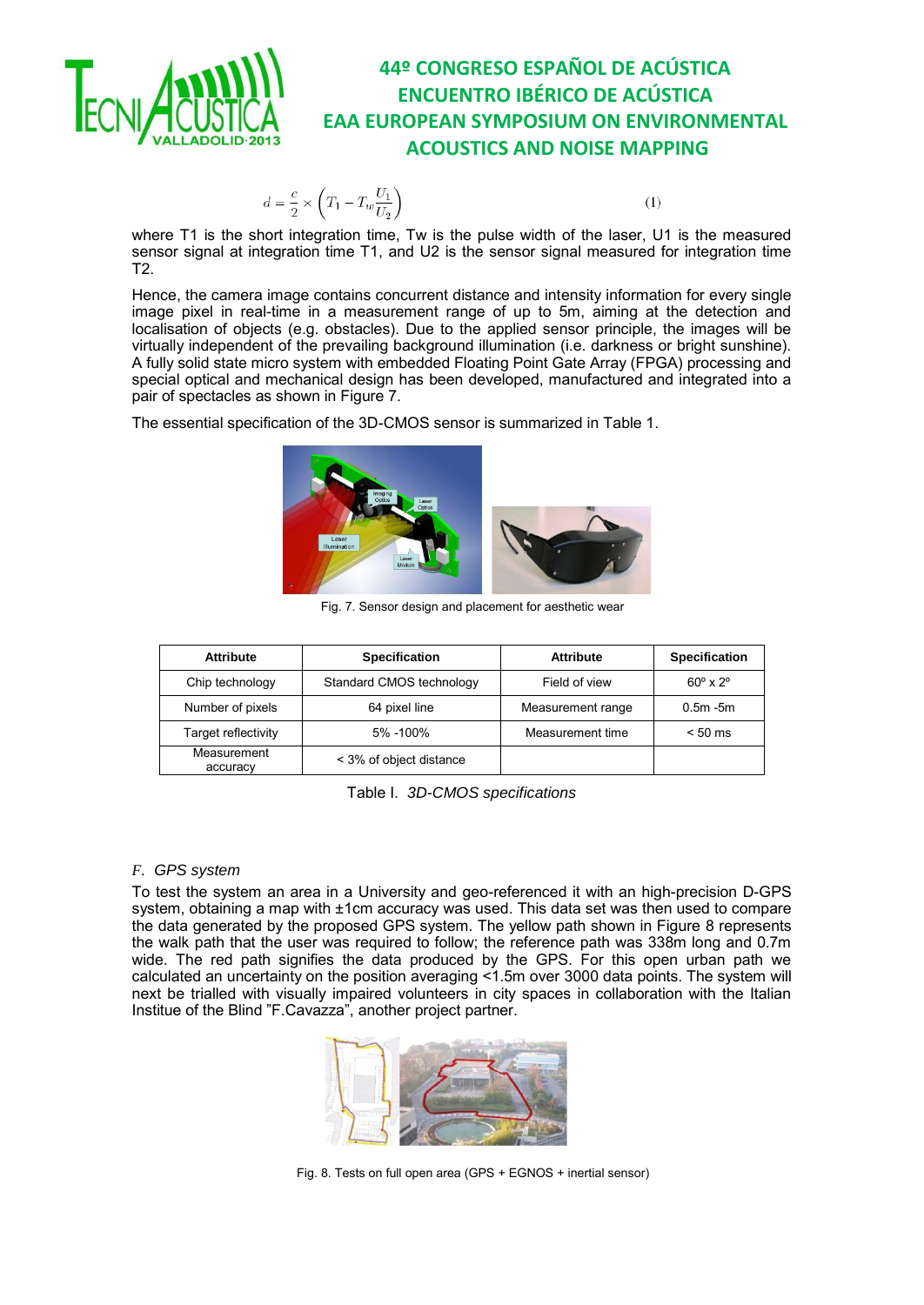$$d = \frac{c}{2} \times \left( T_1 - T_w \frac{U_1}{U_2} \right) \quad (1)$$

where T1 is the short integration time, Tw is the pulse width of the laser, U1 is the measured sensor signal at integration time T1, and U2 is the sensor signal measured for integration time T2.

Hence, the camera image contains concurrent distance and intensity information for every single image pixel in real-time in a measurement range of up to 5m, aiming at the detection and localisation of objects (e.g. obstacles). Due to the applied sensor principle, the images will be virtually independent of the prevailing background illumination (i.e. darkness or bright sunshine). A fully solid state micro system with embedded Floating Point Gate Array (FPGA) processing and special optical and mechanical design has been developed, manufactured and integrated into a pair of spectacles as shown in Figure 7.

The essential specification of the 3D-CMOS sensor is summarized in Table 1.

Fig. 7. Sensor design and placement for aesthetic wear

| Attribute | Specification | Attribute | Specification |
|---|---|---|---|
| Chip technology | Standard CMOS technology | Field of view | 60º x 2º |
| Number of pixels | 64 pixel line | Measurement range | 0.5m -5m |
| Target reflectivity | 5% -100% | Measurement time | < 50 ms |
| Measurement accuracy | < 3% of object distance | | |

Table I. *3D-CMOS specifications*

### *F. GPS system*

To test the system an area in a University and geo-referenced it with an high-precision D-GPS system, obtaining a map with ±1cm accuracy was used. This data set was then used to compare the data generated by the proposed GPS system. The yellow path shown in Figure 8 represents the walk path that the user was required to follow; the reference path was 338m long and 0.7m wide. The red path signifies the data produced by the GPS. For this open urban path we calculated an uncertainty on the position averaging <1.5m over 3000 data points. The system will next be trialled with visually impaired volunteers in city spaces in collaboration with the Italian Institue of the Blind "F.Cavazza", another project partner.

Fig. 8. Tests on full open area (GPS + EGNOS + inertial sensor)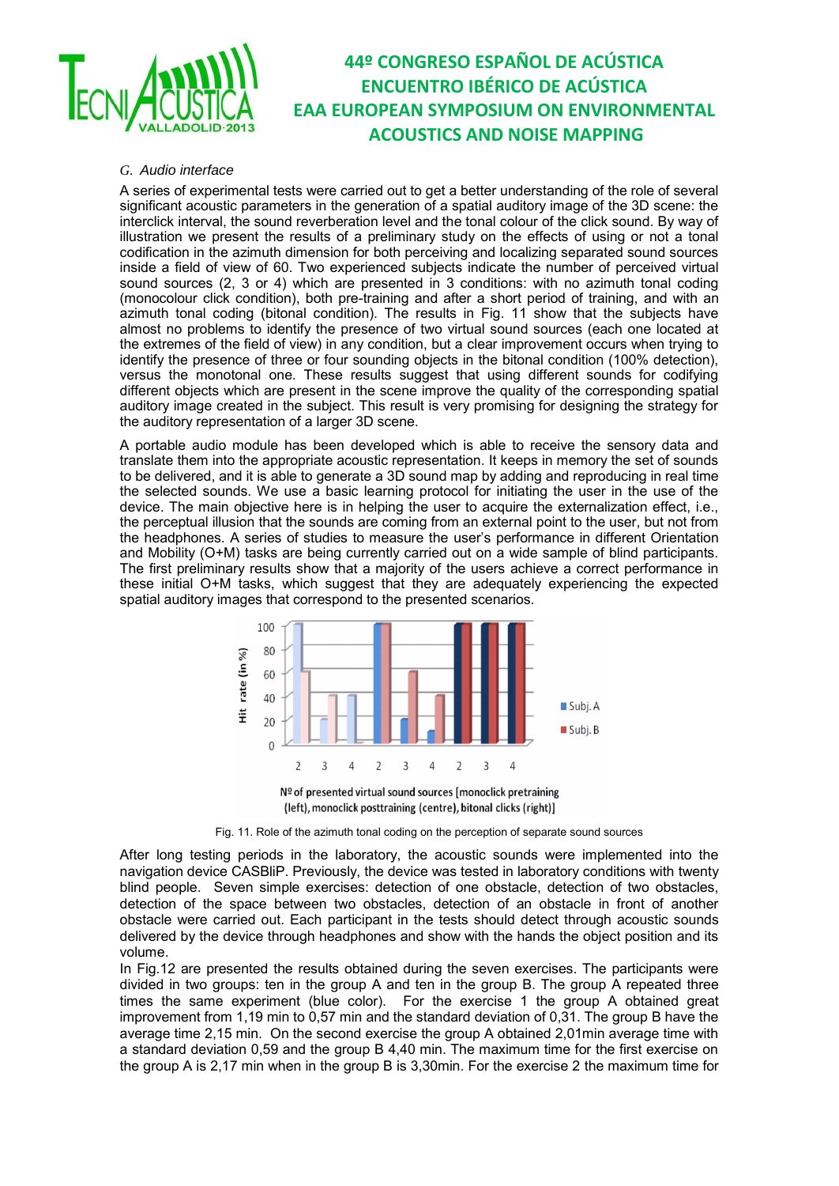### *G. Audio interface*

A series of experimental tests were carried out to get a better understanding of the role of several significant acoustic parameters in the generation of a spatial auditory image of the 3D scene: the interclick interval, the sound reverberation level and the tonal colour of the click sound. By way of illustration we present the results of a preliminary study on the effects of using or not a tonal codification in the azimuth dimension for both perceiving and localizing separated sound sources inside a field of view of 60. Two experienced subjects indicate the number of perceived virtual sound sources (2, 3 or 4) which are presented in 3 conditions: with no azimuth tonal coding (monocolour click condition), both pre-training and after a short period of training, and with an azimuth tonal coding (bitonal condition). The results in Fig. 11 show that the subjects have almost no problems to identify the presence of two virtual sound sources (each one located at the extremes of the field of view) in any condition, but a clear improvement occurs when trying to identify the presence of three or four sounding objects in the bitonal condition (100% detection), versus the monotonal one. These results suggest that using different sounds for codifying different objects which are present in the scene improve the quality of the corresponding spatial auditory image created in the subject. This result is very promising for designing the strategy for the auditory representation of a larger 3D scene.

A portable audio module has been developed which is able to receive the sensory data and translate them into the appropriate acoustic representation. It keeps in memory the set of sounds to be delivered, and it is able to generate a 3D sound map by adding and reproducing in real time the selected sounds. We use a basic learning protocol for initiating the user in the use of the device. The main objective here is in helping the user to acquire the externalization effect, i.e., the perceptual illusion that the sounds are coming from an external point to the user, but not from the headphones. A series of studies to measure the user's performance in different Orientation and Mobility (O+M) tasks are being currently carried out on a wide sample of blind participants. The first preliminary results show that a majority of the users achieve a correct performance in these initial O+M tasks, which suggest that they are adequately experiencing the expected spatial auditory images that correspond to the presented scenarios.

Fig. 11. Role of the azimuth tonal coding on the perception of separate sound sources

After long testing periods in the laboratory, the acoustic sounds were implemented into the navigation device CASBliP. Previously, the device was tested in laboratory conditions with twenty blind people. Seven simple exercises: detection of one obstacle, detection of two obstacles, detection of the space between two obstacles, detection of an obstacle in front of another obstacle were carried out. Each participant in the tests should detect through acoustic sounds delivered by the device through headphones and show with the hands the object position and its volume.

In Fig.12 are presented the results obtained during the seven exercises. The participants were divided in two groups: ten in the group A and ten in the group B. The group A repeated three times the same experiment (blue color). For the exercise 1 the group A obtained great improvement from 1,19 min to 0,57 min and the standard deviation of 0,31. The group B have the average time 2,15 min. On the second exercise the group A obtained 2,01min average time with a standard deviation 0,59 and the group B 4,40 min. The maximum time for the first exercise on the group A is 2,17 min when in the group B is 3,30min. For the exercise 2 the maximum time for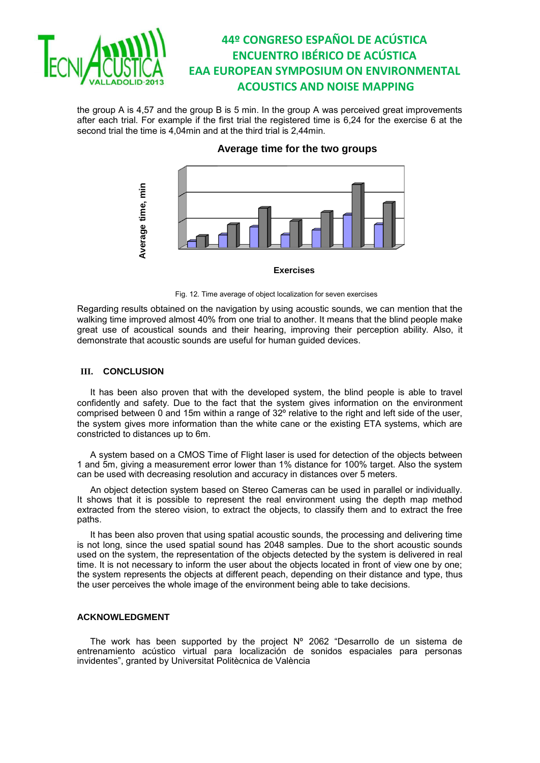the group A is 4,57 and the group B is 5 min. In the group A was perceived great improvements after each trial. For example if the first trial the registered time is 6,24 for the exercise 6 at the second trial the time is 4,04min and at the third trial is 2,44min.

**Average time for the two groups**

Average time, min

Exercises

Fig. 12. Time average of object localization for seven exercises

Regarding results obtained on the navigation by using acoustic sounds, we can mention that the walking time improved almost 40% from one trial to another. It means that the blind people make great use of acoustical sounds and their hearing, improving their perception ability. Also, it demonstrate that acoustic sounds are useful for human guided devices.

## III. CONCLUSION

It has been also proven that with the developed system, the blind people is able to travel confidently and safety. Due to the fact that the system gives information on the environment comprised between 0 and 15m within a range of 32º relative to the right and left side of the user, the system gives more information than the white cane or the existing ETA systems, which are constricted to distances up to 6m.

A system based on a CMOS Time of Flight laser is used for detection of the objects between 1 and 5m, giving a measurement error lower than 1% distance for 100% target. Also the system can be used with decreasing resolution and accuracy in distances over 5 meters.

An object detection system based on Stereo Cameras can be used in parallel or individually. It shows that it is possible to represent the real environment using the depth map method extracted from the stereo vision, to extract the objects, to classify them and to extract the free paths.

It has been also proven that using spatial acoustic sounds, the processing and delivering time is not long, since the used spatial sound has 2048 samples. Due to the short acoustic sounds used on the system, the representation of the objects detected by the system is delivered in real time. It is not necessary to inform the user about the objects located in front of view one by one; the system represents the objects at different peach, depending on their distance and type, thus the user perceives the whole image of the environment being able to take decisions.

## ACKNOWLEDGMENT

The work has been supported by the project Nº 2062 "Desarrollo de un sistema de entrenamiento acústico virtual para localización de sonidos espaciales para personas invidentes", granted by Universitat Politècnica de València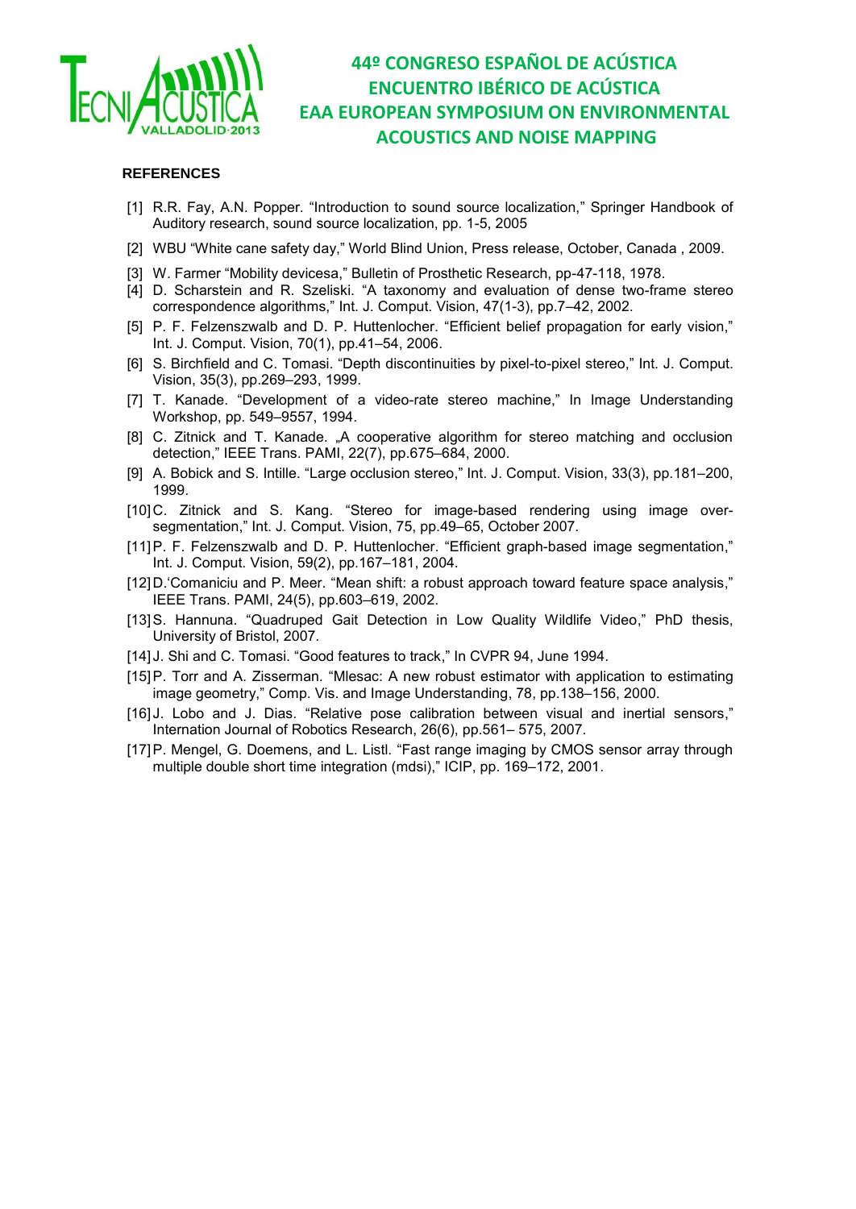**REFERENCES**

[1] R.R. Fay, A.N. Popper. "Introduction to sound source localization," Springer Handbook of Auditory research, sound source localization, pp. 1-5, 2005

[2] WBU "White cane safety day," World Blind Union, Press release, October, Canada , 2009.

[3] W. Farmer "Mobility devicesa," Bulletin of Prosthetic Research, pp-47-118, 1978.

[4] D. Scharstein and R. Szeliski. "A taxonomy and evaluation of dense two-frame stereo correspondence algorithms," Int. J. Comput. Vision, 47(1-3), pp.7–42, 2002.

[5] P. F. Felzenszwalb and D. P. Huttenlocher. "Efficient belief propagation for early vision," Int. J. Comput. Vision, 70(1), pp.41–54, 2006.

[6] S. Birchfield and C. Tomasi. "Depth discontinuities by pixel-to-pixel stereo," Int. J. Comput. Vision, 35(3), pp.269–293, 1999.

[7] T. Kanade. "Development of a video-rate stereo machine," In Image Understanding Workshop, pp. 549–9557, 1994.

[8] C. Zitnick and T. Kanade. „A cooperative algorithm for stereo matching and occlusion detection," IEEE Trans. PAMI, 22(7), pp.675–684, 2000.

[9] A. Bobick and S. Intille. "Large occlusion stereo," Int. J. Comput. Vision, 33(3), pp.181–200, 1999.

[10] C. Zitnick and S. Kang. "Stereo for image-based rendering using image over-segmentation," Int. J. Comput. Vision, 75, pp.49–65, October 2007.

[11] P. F. Felzenszwalb and D. P. Huttenlocher. "Efficient graph-based image segmentation," Int. J. Comput. Vision, 59(2), pp.167–181, 2004.

[12] D.'Comaniciu and P. Meer. "Mean shift: a robust approach toward feature space analysis," IEEE Trans. PAMI, 24(5), pp.603–619, 2002.

[13] S. Hannuna. "Quadruped Gait Detection in Low Quality Wildlife Video," PhD thesis, University of Bristol, 2007.

[14] J. Shi and C. Tomasi. "Good features to track," In CVPR 94, June 1994.

[15] P. Torr and A. Zisserman. "Mlesac: A new robust estimator with application to estimating image geometry," Comp. Vis. and Image Understanding, 78, pp.138–156, 2000.

[16] J. Lobo and J. Dias. "Relative pose calibration between visual and inertial sensors," Internation Journal of Robotics Research, 26(6), pp.561– 575, 2007.

[17] P. Mengel, G. Doemens, and L. Listl. "Fast range imaging by CMOS sensor array through multiple double short time integration (mdsi)," ICIP, pp. 169–172, 2001.